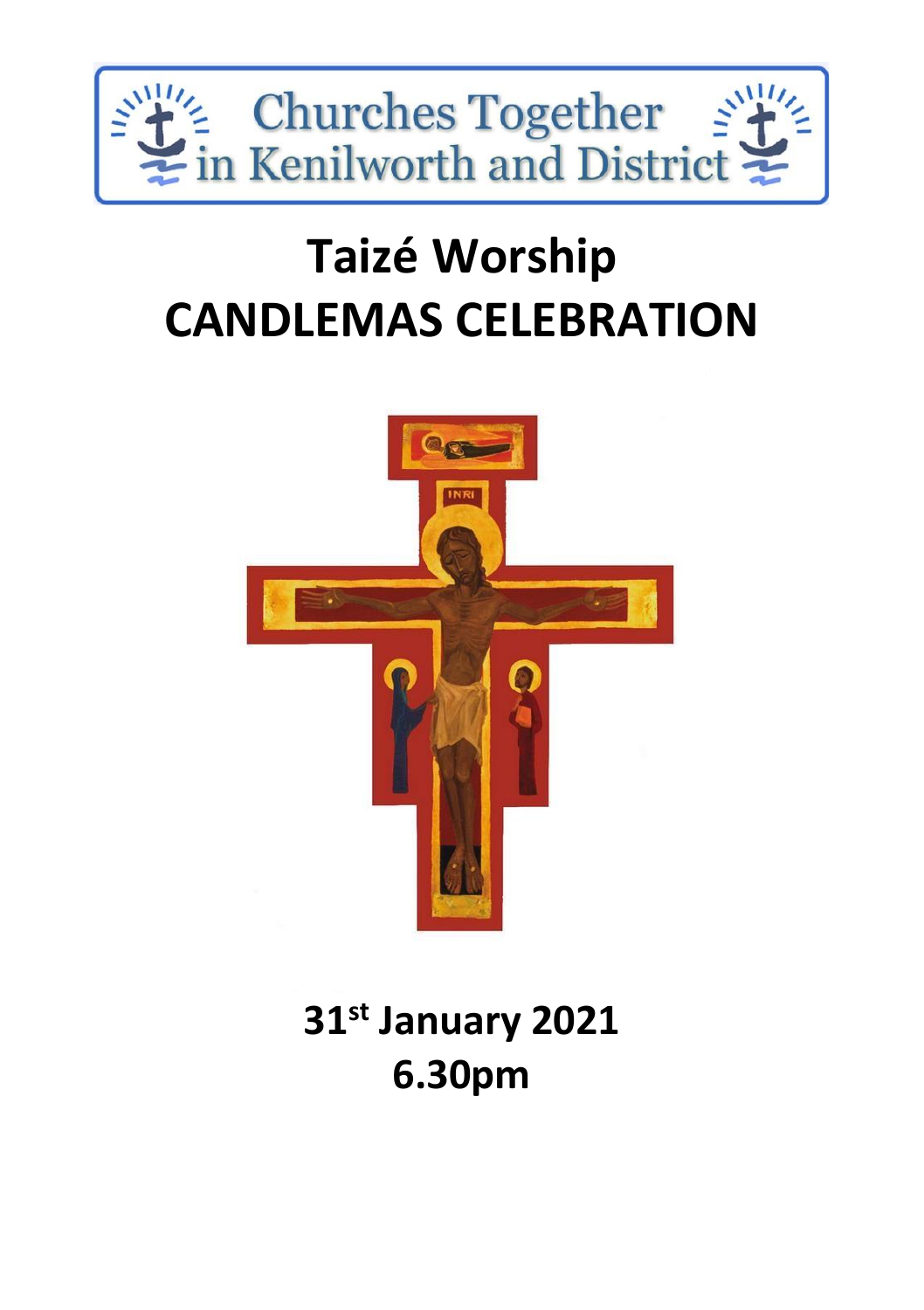Churches Together in Kenilworth and District

# Taizé Worship
# CANDLEMAS CELEBRATION

**31st January 2021**
**6.30pm**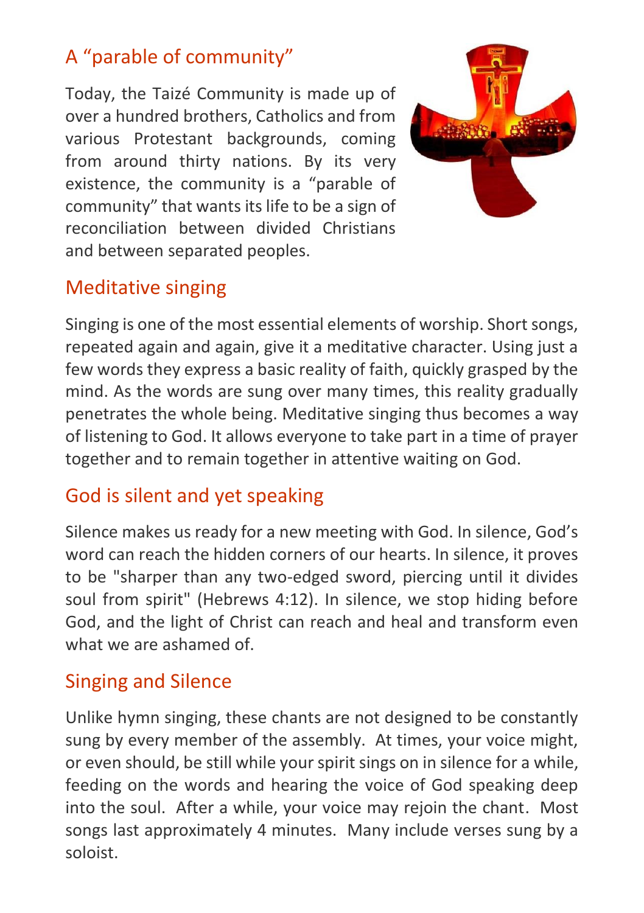## A “parable of community”

Today, the Taizé Community is made up of over a hundred brothers, Catholics and from various Protestant backgrounds, coming from around thirty nations. By its very existence, the community is a “parable of community” that wants its life to be a sign of reconciliation between divided Christians and between separated peoples.

## Meditative singing

Singing is one of the most essential elements of worship. Short songs, repeated again and again, give it a meditative character. Using just a few words they express a basic reality of faith, quickly grasped by the mind. As the words are sung over many times, this reality gradually penetrates the whole being. Meditative singing thus becomes a way of listening to God. It allows everyone to take part in a time of prayer together and to remain together in attentive waiting on God.

## God is silent and yet speaking

Silence makes us ready for a new meeting with God. In silence, God’s word can reach the hidden corners of our hearts. In silence, it proves to be "sharper than any two-edged sword, piercing until it divides soul from spirit" (Hebrews 4:12). In silence, we stop hiding before God, and the light of Christ can reach and heal and transform even what we are ashamed of.

## Singing and Silence

Unlike hymn singing, these chants are not designed to be constantly sung by every member of the assembly. At times, your voice might, or even should, be still while your spirit sings on in silence for a while, feeding on the words and hearing the voice of God speaking deep into the soul. After a while, your voice may rejoin the chant. Most songs last approximately 4 minutes. Many include verses sung by a soloist.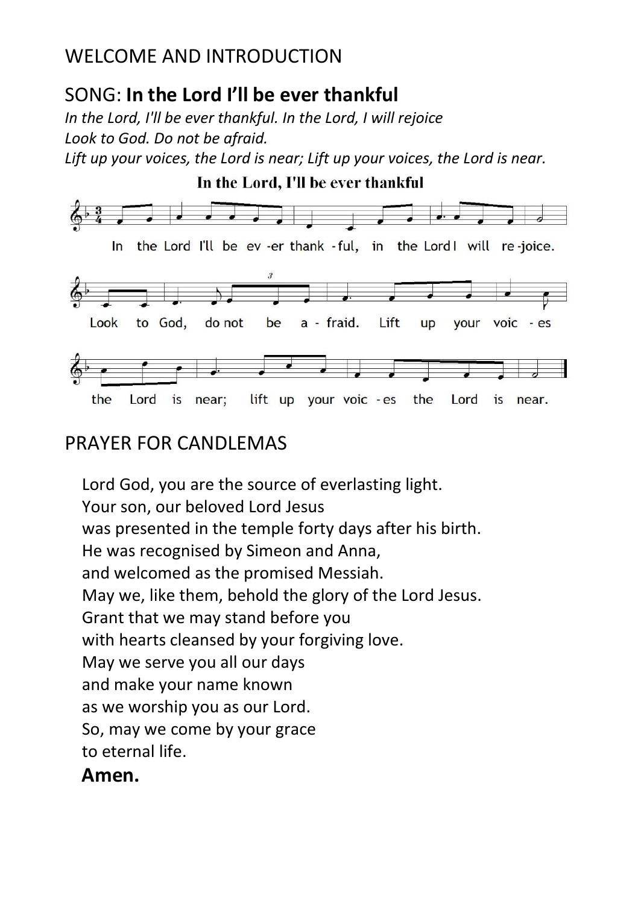## WELCOME AND INTRODUCTION

## SONG: **In the Lord I'll be ever thankful**

*In the Lord, I'll be ever thankful. In the Lord, I will rejoice*
*Look to God. Do not be afraid.*
*Lift up your voices, the Lord is near; Lift up your voices, the Lord is near.*

## PRAYER FOR CANDLEMAS

Lord God, you are the source of everlasting light.
Your son, our beloved Lord Jesus
was presented in the temple forty days after his birth.
He was recognised by Simeon and Anna,
and welcomed as the promised Messiah.
May we, like them, behold the glory of the Lord Jesus.
Grant that we may stand before you
with hearts cleansed by your forgiving love.
May we serve you all our days
and make your name known
as we worship you as our Lord.
So, may we come by your grace
to eternal life.
**Amen.**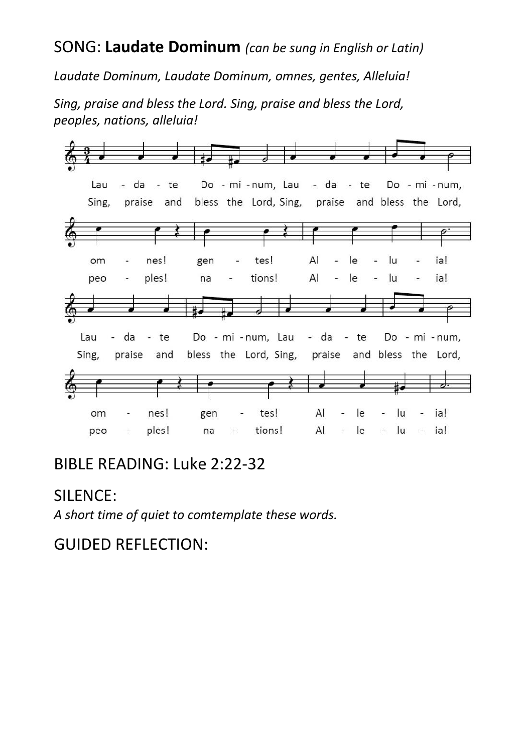SONG: **Laudate Dominum** *(can be sung in English or Latin)*

*Laudate Dominum, Laudate Dominum, omnes, gentes, Alleluia!*

*Sing, praise and bless the Lord. Sing, praise and bless the Lord, peoples, nations, alleluia!*

Lau - da - te Do - mi - num, Lau - da - te Do - mi - num,
Sing, praise and bless the Lord, Sing, praise and bless the Lord,

om - nes! gen - tes! Al - le - lu - ia!
peo - ples! na - tions! Al - le - lu - ia!

Lau - da - te Do - mi - num, Lau - da - te Do - mi - num,
Sing, praise and bless the Lord, Sing, praise and bless the Lord,

om - nes! gen - tes! Al - le - lu - ia!
peo - ples! na - tions! Al - le - lu - ia!

## BIBLE READING: Luke 2:22-32

## SILENCE:

*A short time of quiet to comtemplate these words.*

## GUIDED REFLECTION: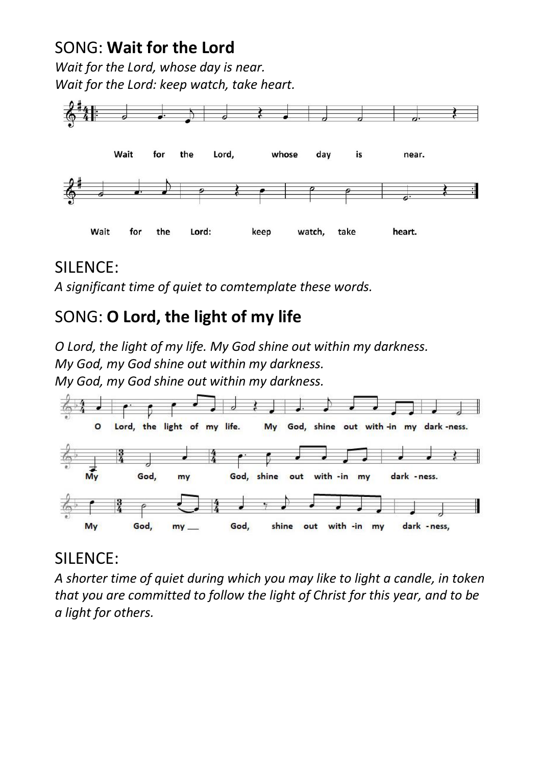## SONG: **Wait for the Lord**

*Wait for the Lord, whose day is near.*
*Wait for the Lord: keep watch, take heart.*

## SILENCE:

*A significant time of quiet to comtemplate these words.*

## SONG: **O Lord, the light of my life**

*O Lord, the light of my life. My God shine out within my darkness.*
*My God, my God shine out within my darkness.*
*My God, my God shine out within my darkness.*

## SILENCE:

*A shorter time of quiet during which you may like to light a candle, in token that you are committed to follow the light of Christ for this year, and to be a light for others.*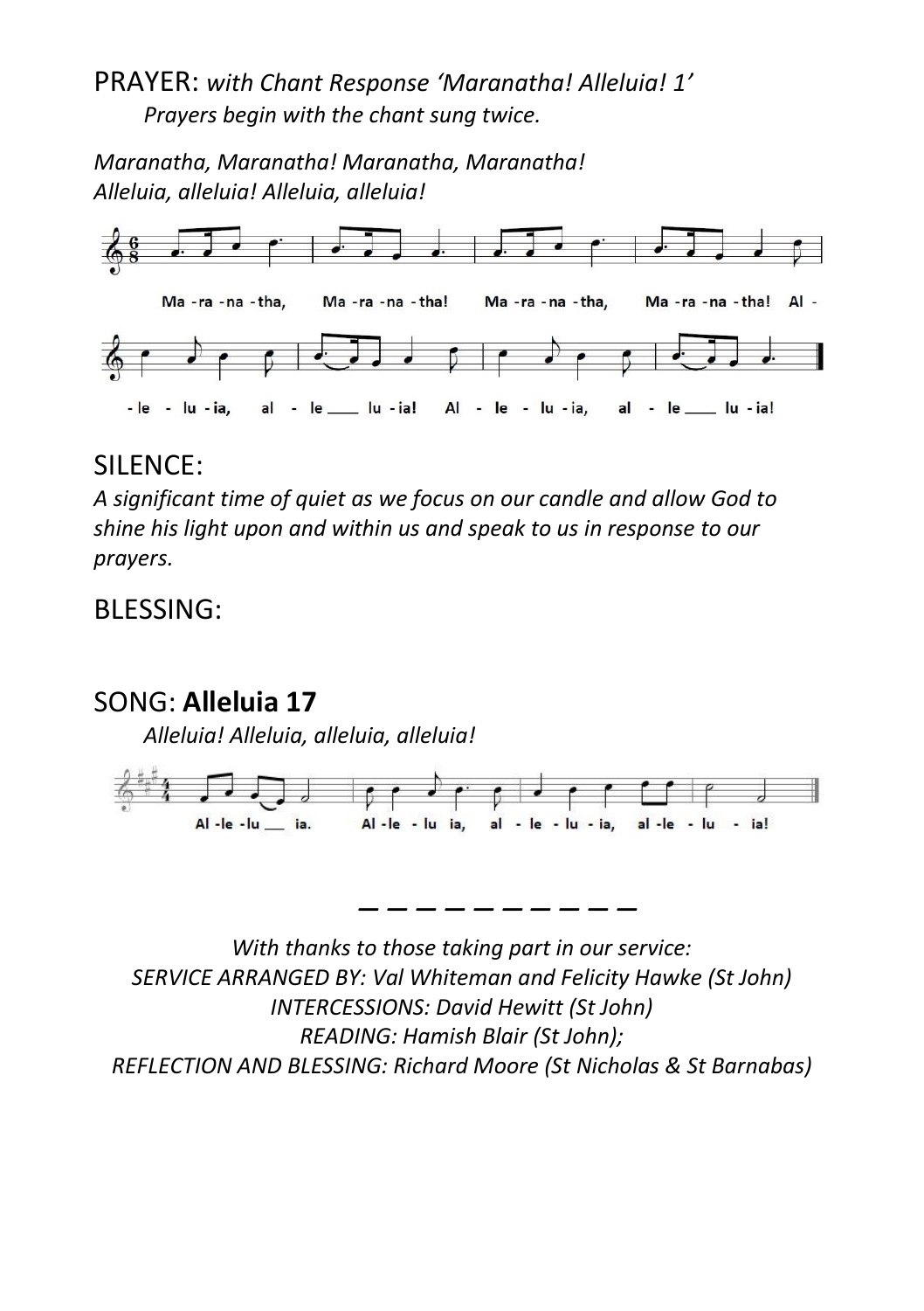## PRAYER: *with Chant Response 'Maranatha! Alleluia! 1'*

*Prayers begin with the chant sung twice.*

*Maranatha, Maranatha! Maranatha, Maranatha!*
*Alleluia, alleluia! Alleluia, alleluia!*

## SILENCE:

*A significant time of quiet as we focus on our candle and allow God to shine his light upon and within us and speak to us in response to our prayers.*

## BLESSING:

## SONG: **Alleluia 17**

*Alleluia! Alleluia, alleluia, alleluia!*

---

*With thanks to those taking part in our service:*
*SERVICE ARRANGED BY: Val Whiteman and Felicity Hawke (St John)*
*INTERCESSIONS: David Hewitt (St John)*
*READING: Hamish Blair (St John);*
*REFLECTION AND BLESSING: Richard Moore (St Nicholas & St Barnabas)*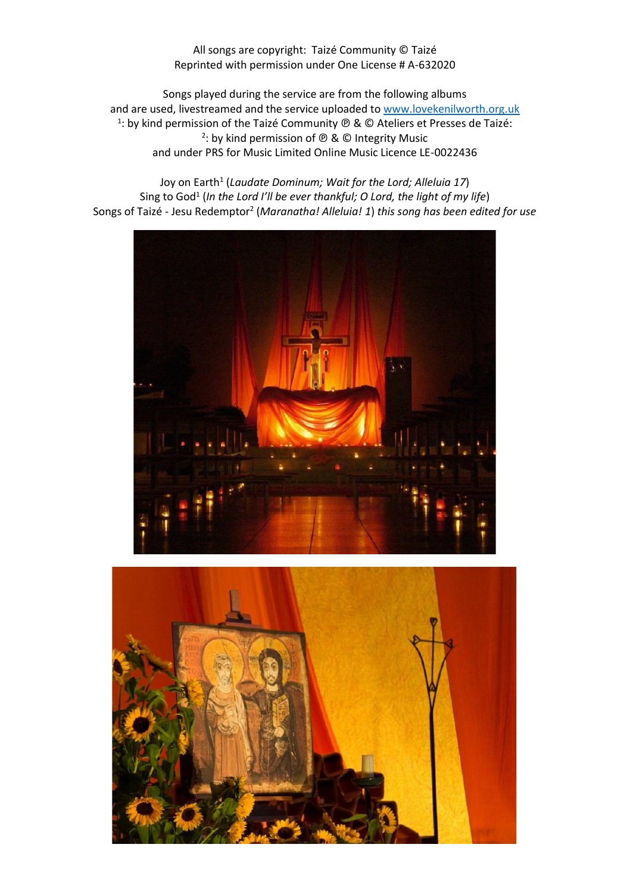All songs are copyright: Taizé Community © Taizé
Reprinted with permission under One License # A-632020

Songs played during the service are from the following albums
and are used, livestreamed and the service uploaded to www.lovekenilworth.org.uk
[1]: by kind permission of the Taizé Community ℗ & © Ateliers et Presses de Taizé:
[2]: by kind permission of ℗ & © Integrity Music
and under PRS for Music Limited Online Music Licence LE-0022436

Joy on Earth[1] (*Laudate Dominum; Wait for the Lord; Alleluia 17*)
Sing to God[1] (*In the Lord I'll be ever thankful; O Lord, the light of my life*)
Songs of Taizé - Jesu Redemptor[2] (*Maranatha! Alleluia! 1*) *this song has been edited for use*